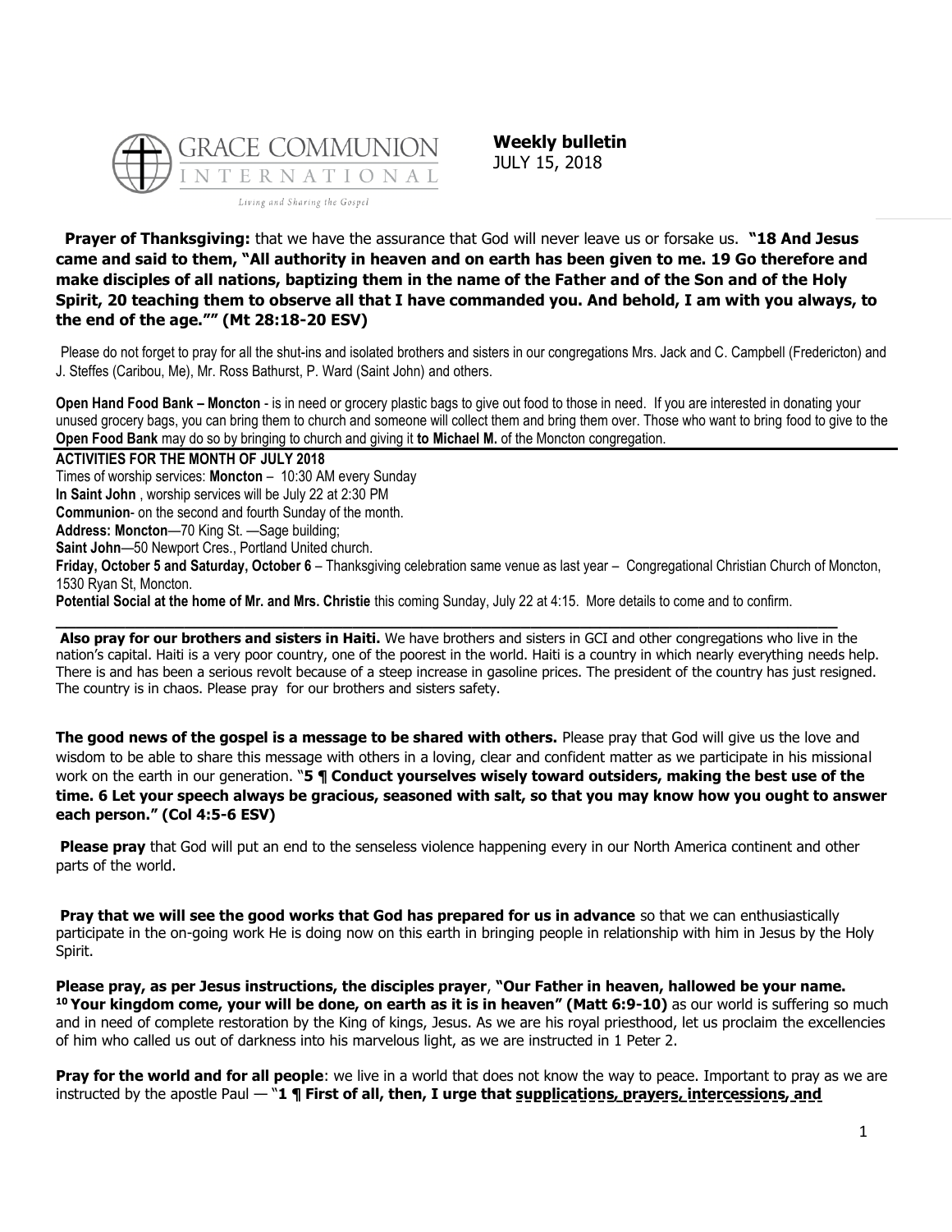GRACE COMMUNION INTERNATIONAL

*Living and Sharing the Gospel*

**Weekly bulletin**
JULY 15, 2018

**Prayer of Thanksgiving:** that we have the assurance that God will never leave us or forsake us. **"18 And Jesus came and said to them, "All authority in heaven and on earth has been given to me. 19 Go therefore and make disciples of all nations, baptizing them in the name of the Father and of the Son and of the Holy Spirit, 20 teaching them to observe all that I have commanded you. And behold, I am with you always, to the end of the age."" (Mt 28:18-20 ESV)**

Please do not forget to pray for all the shut-ins and isolated brothers and sisters in our congregations Mrs. Jack and C. Campbell (Fredericton) and J. Steffes (Caribou, Me), Mr. Ross Bathurst, P. Ward (Saint John) and others.

**Open Hand Food Bank – Moncton** - is in need or grocery plastic bags to give out food to those in need. If you are interested in donating your unused grocery bags, you can bring them to church and someone will collect them and bring them over. Those who want to bring food to give to the **Open Food Bank** may do so by bringing to church and giving it **to Michael M.** of the Moncton congregation.

**ACTIVITIES FOR THE MONTH OF JULY 2018**

Times of worship services: **Moncton** – 10:30 AM every Sunday

**In Saint John** , worship services will be July 22 at 2:30 PM

**Communion**- on the second and fourth Sunday of the month.

**Address: Moncton**—70 King St. —Sage building;

**Saint John**—50 Newport Cres., Portland United church.

**Friday, October 5 and Saturday, October 6** – Thanksgiving celebration same venue as last year – Congregational Christian Church of Moncton, 1530 Ryan St, Moncton.

**Potential Social at the home of Mr. and Mrs. Christie** this coming Sunday, July 22 at 4:15. More details to come and to confirm.

---

**Also pray for our brothers and sisters in Haiti.** We have brothers and sisters in GCI and other congregations who live in the nation's capital. Haiti is a very poor country, one of the poorest in the world. Haiti is a country in which nearly everything needs help. There is and has been a serious revolt because of a steep increase in gasoline prices. The president of the country has just resigned. The country is in chaos. Please pray for our brothers and sisters safety.

**The good news of the gospel is a message to be shared with others.** Please pray that God will give us the love and wisdom to be able to share this message with others in a loving, clear and confident matter as we participate in his missional work on the earth in our generation. "**5 ¶ Conduct yourselves wisely toward outsiders, making the best use of the time. 6 Let your speech always be gracious, seasoned with salt, so that you may know how you ought to answer each person." (Col 4:5-6 ESV)**

**Please pray** that God will put an end to the senseless violence happening every in our North America continent and other parts of the world.

**Pray that we will see the good works that God has prepared for us in advance** so that we can enthusiastically participate in the on-going work He is doing now on this earth in bringing people in relationship with him in Jesus by the Holy Spirit.

**Please pray, as per Jesus instructions, the disciples prayer**, **"Our Father in heaven, hallowed be your name. 10 Your kingdom come, your will be done, on earth as it is in heaven" (Matt 6:9-10)** as our world is suffering so much and in need of complete restoration by the King of kings, Jesus. As we are his royal priesthood, let us proclaim the excellencies of him who called us out of darkness into his marvelous light, as we are instructed in 1 Peter 2.

**Pray for the world and for all people**: we live in a world that does not know the way to peace. Important to pray as we are instructed by the apostle Paul — "**1 ¶ First of all, then, I urge that supplications, prayers, intercessions, and**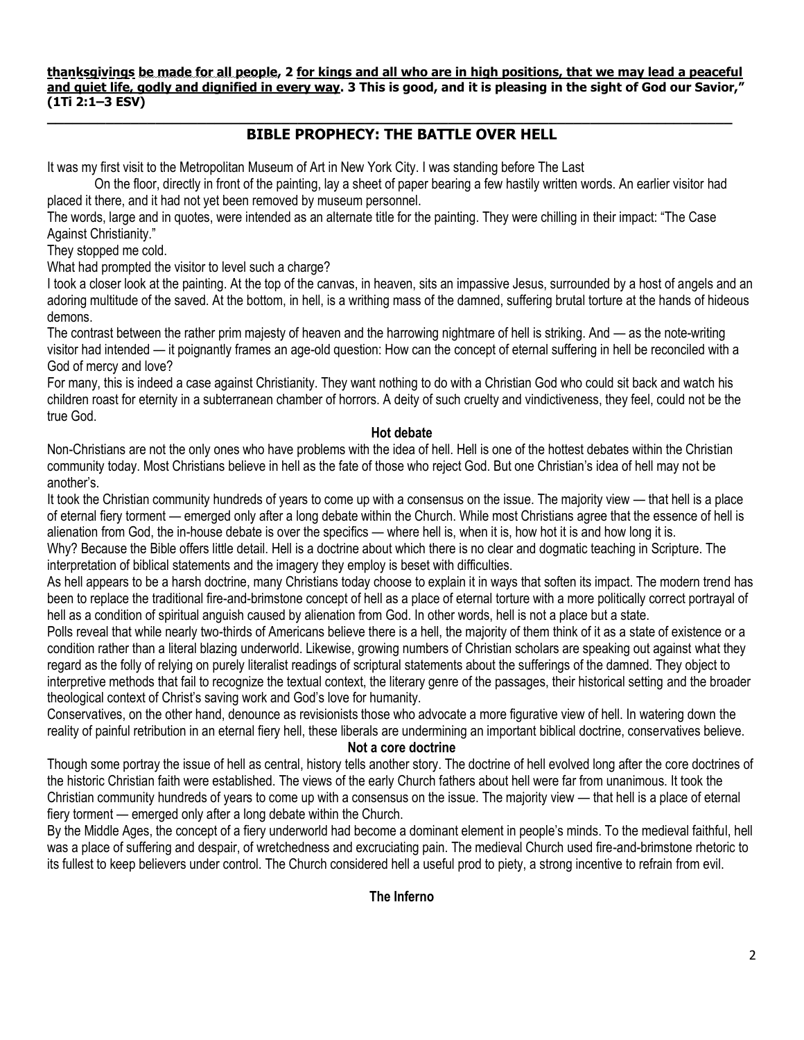**thanksgivings be made for all people, 2 for kings and all who are in high positions, that we may lead a peaceful and quiet life, godly and dignified in every way. 3 This is good, and it is pleasing in the sight of God our Savior," (1Ti 2:1–3 ESV)**

---

## BIBLE PROPHECY: THE BATTLE OVER HELL

It was my first visit to the Metropolitan Museum of Art in New York City. I was standing before The Last

On the floor, directly in front of the painting, lay a sheet of paper bearing a few hastily written words. An earlier visitor had placed it there, and it had not yet been removed by museum personnel.

The words, large and in quotes, were intended as an alternate title for the painting. They were chilling in their impact: "The Case Against Christianity."

They stopped me cold.

What had prompted the visitor to level such a charge?

I took a closer look at the painting. At the top of the canvas, in heaven, sits an impassive Jesus, surrounded by a host of angels and an adoring multitude of the saved. At the bottom, in hell, is a writhing mass of the damned, suffering brutal torture at the hands of hideous demons.

The contrast between the rather prim majesty of heaven and the harrowing nightmare of hell is striking. And — as the note-writing visitor had intended — it poignantly frames an age-old question: How can the concept of eternal suffering in hell be reconciled with a God of mercy and love?

For many, this is indeed a case against Christianity. They want nothing to do with a Christian God who could sit back and watch his children roast for eternity in a subterranean chamber of horrors. A deity of such cruelty and vindictiveness, they feel, could not be the true God.

### Hot debate

Non-Christians are not the only ones who have problems with the idea of hell. Hell is one of the hottest debates within the Christian community today. Most Christians believe in hell as the fate of those who reject God. But one Christian's idea of hell may not be another's.

It took the Christian community hundreds of years to come up with a consensus on the issue. The majority view — that hell is a place of eternal fiery torment — emerged only after a long debate within the Church. While most Christians agree that the essence of hell is alienation from God, the in-house debate is over the specifics — where hell is, when it is, how hot it is and how long it is.

Why? Because the Bible offers little detail. Hell is a doctrine about which there is no clear and dogmatic teaching in Scripture. The interpretation of biblical statements and the imagery they employ is beset with difficulties.

As hell appears to be a harsh doctrine, many Christians today choose to explain it in ways that soften its impact. The modern trend has been to replace the traditional fire-and-brimstone concept of hell as a place of eternal torture with a more politically correct portrayal of hell as a condition of spiritual anguish caused by alienation from God. In other words, hell is not a place but a state.

Polls reveal that while nearly two-thirds of Americans believe there is a hell, the majority of them think of it as a state of existence or a condition rather than a literal blazing underworld. Likewise, growing numbers of Christian scholars are speaking out against what they regard as the folly of relying on purely literalist readings of scriptural statements about the sufferings of the damned. They object to interpretive methods that fail to recognize the textual context, the literary genre of the passages, their historical setting and the broader theological context of Christ's saving work and God's love for humanity.

Conservatives, on the other hand, denounce as revisionists those who advocate a more figurative view of hell. In watering down the reality of painful retribution in an eternal fiery hell, these liberals are undermining an important biblical doctrine, conservatives believe.

### Not a core doctrine

Though some portray the issue of hell as central, history tells another story. The doctrine of hell evolved long after the core doctrines of the historic Christian faith were established. The views of the early Church fathers about hell were far from unanimous. It took the Christian community hundreds of years to come up with a consensus on the issue. The majority view — that hell is a place of eternal fiery torment — emerged only after a long debate within the Church.

By the Middle Ages, the concept of a fiery underworld had become a dominant element in people's minds. To the medieval faithful, hell was a place of suffering and despair, of wretchedness and excruciating pain. The medieval Church used fire-and-brimstone rhetoric to its fullest to keep believers under control. The Church considered hell a useful prod to piety, a strong incentive to refrain from evil.

### The Inferno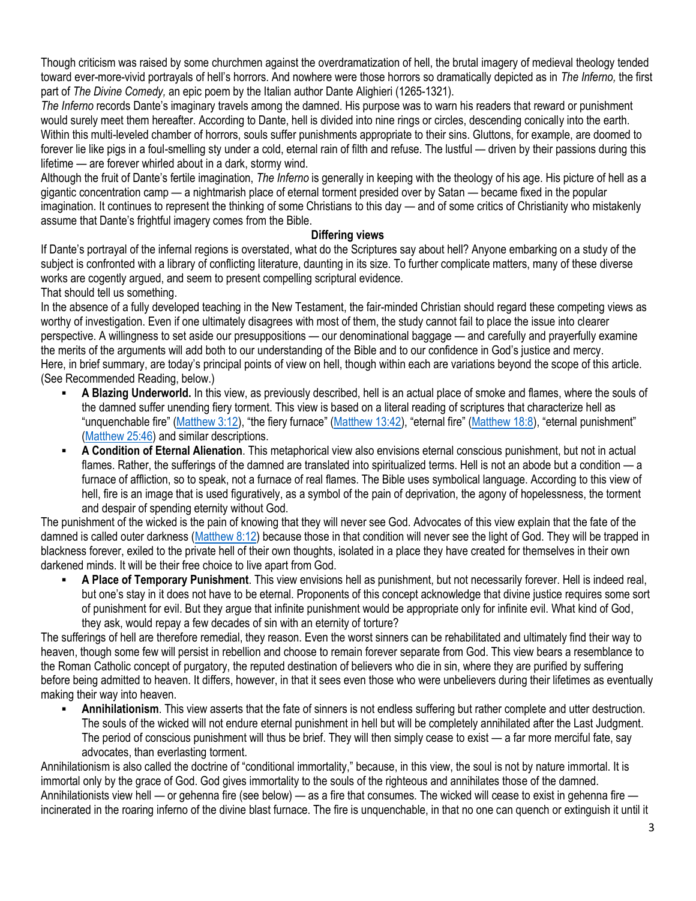Though criticism was raised by some churchmen against the overdramatization of hell, the brutal imagery of medieval theology tended toward ever-more-vivid portrayals of hell's horrors. And nowhere were those horrors so dramatically depicted as in *The Inferno,* the first part of *The Divine Comedy,* an epic poem by the Italian author Dante Alighieri (1265-1321).

*The Inferno* records Dante's imaginary travels among the damned. His purpose was to warn his readers that reward or punishment would surely meet them hereafter. According to Dante, hell is divided into nine rings or circles, descending conically into the earth. Within this multi-leveled chamber of horrors, souls suffer punishments appropriate to their sins. Gluttons, for example, are doomed to forever lie like pigs in a foul-smelling sty under a cold, eternal rain of filth and refuse. The lustful — driven by their passions during this lifetime — are forever whirled about in a dark, stormy wind.

Although the fruit of Dante's fertile imagination, *The Inferno* is generally in keeping with the theology of his age. His picture of hell as a gigantic concentration camp — a nightmarish place of eternal torment presided over by Satan — became fixed in the popular imagination. It continues to represent the thinking of some Christians to this day — and of some critics of Christianity who mistakenly assume that Dante's frightful imagery comes from the Bible.

**Differing views**

If Dante's portrayal of the infernal regions is overstated, what do the Scriptures say about hell? Anyone embarking on a study of the subject is confronted with a library of conflicting literature, daunting in its size. To further complicate matters, many of these diverse works are cogently argued, and seem to present compelling scriptural evidence.

That should tell us something.

In the absence of a fully developed teaching in the New Testament, the fair-minded Christian should regard these competing views as worthy of investigation. Even if one ultimately disagrees with most of them, the study cannot fail to place the issue into clearer perspective. A willingness to set aside our presuppositions — our denominational baggage — and carefully and prayerfully examine the merits of the arguments will add both to our understanding of the Bible and to our confidence in God's justice and mercy.

Here, in brief summary, are today's principal points of view on hell, though within each are variations beyond the scope of this article. (See Recommended Reading, below.)

- **A Blazing Underworld.** In this view, as previously described, hell is an actual place of smoke and flames, where the souls of the damned suffer unending fiery torment. This view is based on a literal reading of scriptures that characterize hell as "unquenchable fire" (Matthew 3:12), "the fiery furnace" (Matthew 13:42), "eternal fire" (Matthew 18:8), "eternal punishment" (Matthew 25:46) and similar descriptions.
- **A Condition of Eternal Alienation**. This metaphorical view also envisions eternal conscious punishment, but not in actual flames. Rather, the sufferings of the damned are translated into spiritualized terms. Hell is not an abode but a condition — a furnace of affliction, so to speak, not a furnace of real flames. The Bible uses symbolical language. According to this view of hell, fire is an image that is used figuratively, as a symbol of the pain of deprivation, the agony of hopelessness, the torment and despair of spending eternity without God.

The punishment of the wicked is the pain of knowing that they will never see God. Advocates of this view explain that the fate of the damned is called outer darkness (Matthew 8:12) because those in that condition will never see the light of God. They will be trapped in blackness forever, exiled to the private hell of their own thoughts, isolated in a place they have created for themselves in their own darkened minds. It will be their free choice to live apart from God.

- **A Place of Temporary Punishment**. This view envisions hell as punishment, but not necessarily forever. Hell is indeed real, but one's stay in it does not have to be eternal. Proponents of this concept acknowledge that divine justice requires some sort of punishment for evil. But they argue that infinite punishment would be appropriate only for infinite evil. What kind of God, they ask, would repay a few decades of sin with an eternity of torture?

The sufferings of hell are therefore remedial, they reason. Even the worst sinners can be rehabilitated and ultimately find their way to heaven, though some few will persist in rebellion and choose to remain forever separate from God. This view bears a resemblance to the Roman Catholic concept of purgatory, the reputed destination of believers who die in sin, where they are purified by suffering before being admitted to heaven. It differs, however, in that it sees even those who were unbelievers during their lifetimes as eventually making their way into heaven.

- **Annihilationism**. This view asserts that the fate of sinners is not endless suffering but rather complete and utter destruction. The souls of the wicked will not endure eternal punishment in hell but will be completely annihilated after the Last Judgment. The period of conscious punishment will thus be brief. They will then simply cease to exist — a far more merciful fate, say advocates, than everlasting torment.

Annihilationism is also called the doctrine of "conditional immortality," because, in this view, the soul is not by nature immortal. It is immortal only by the grace of God. God gives immortality to the souls of the righteous and annihilates those of the damned.

Annihilationists view hell — or gehenna fire (see below) — as a fire that consumes. The wicked will cease to exist in gehenna fire — incinerated in the roaring inferno of the divine blast furnace. The fire is unquenchable, in that no one can quench or extinguish it until it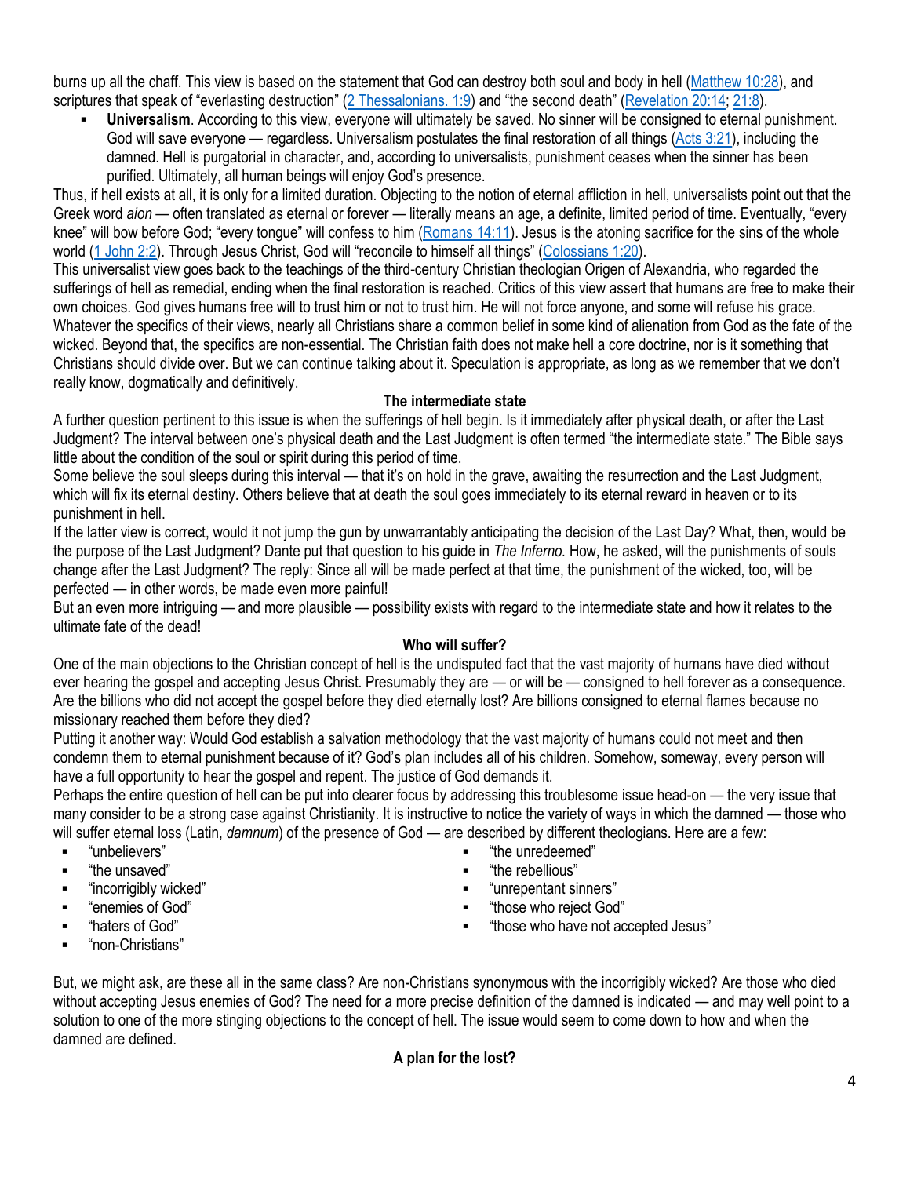burns up all the chaff. This view is based on the statement that God can destroy both soul and body in hell (Matthew 10:28), and scriptures that speak of "everlasting destruction" (2 Thessalonians. 1:9) and "the second death" (Revelation 20:14; 21:8).

- **Universalism**. According to this view, everyone will ultimately be saved. No sinner will be consigned to eternal punishment. God will save everyone — regardless. Universalism postulates the final restoration of all things (Acts 3:21), including the damned. Hell is purgatorial in character, and, according to universalists, punishment ceases when the sinner has been purified. Ultimately, all human beings will enjoy God's presence.

Thus, if hell exists at all, it is only for a limited duration. Objecting to the notion of eternal affliction in hell, universalists point out that the Greek word *aion* — often translated as eternal or forever — literally means an age, a definite, limited period of time. Eventually, "every knee" will bow before God; "every tongue" will confess to him (Romans 14:11). Jesus is the atoning sacrifice for the sins of the whole world (1 John 2:2). Through Jesus Christ, God will "reconcile to himself all things" (Colossians 1:20).

This universalist view goes back to the teachings of the third-century Christian theologian Origen of Alexandria, who regarded the sufferings of hell as remedial, ending when the final restoration is reached. Critics of this view assert that humans are free to make their own choices. God gives humans free will to trust him or not to trust him. He will not force anyone, and some will refuse his grace.

Whatever the specifics of their views, nearly all Christians share a common belief in some kind of alienation from God as the fate of the wicked. Beyond that, the specifics are non-essential. The Christian faith does not make hell a core doctrine, nor is it something that Christians should divide over. But we can continue talking about it. Speculation is appropriate, as long as we remember that we don't really know, dogmatically and definitively.

## The intermediate state

A further question pertinent to this issue is when the sufferings of hell begin. Is it immediately after physical death, or after the Last Judgment? The interval between one's physical death and the Last Judgment is often termed "the intermediate state." The Bible says little about the condition of the soul or spirit during this period of time.

Some believe the soul sleeps during this interval — that it's on hold in the grave, awaiting the resurrection and the Last Judgment, which will fix its eternal destiny. Others believe that at death the soul goes immediately to its eternal reward in heaven or to its punishment in hell.

If the latter view is correct, would it not jump the gun by unwarrantably anticipating the decision of the Last Day? What, then, would be the purpose of the Last Judgment? Dante put that question to his guide in *The Inferno.* How, he asked, will the punishments of souls change after the Last Judgment? The reply: Since all will be made perfect at that time, the punishment of the wicked, too, will be perfected — in other words, be made even more painful!

But an even more intriguing — and more plausible — possibility exists with regard to the intermediate state and how it relates to the ultimate fate of the dead!

## Who will suffer?

One of the main objections to the Christian concept of hell is the undisputed fact that the vast majority of humans have died without ever hearing the gospel and accepting Jesus Christ. Presumably they are — or will be — consigned to hell forever as a consequence. Are the billions who did not accept the gospel before they died eternally lost? Are billions consigned to eternal flames because no missionary reached them before they died?

Putting it another way: Would God establish a salvation methodology that the vast majority of humans could not meet and then condemn them to eternal punishment because of it? God's plan includes all of his children. Somehow, someway, every person will have a full opportunity to hear the gospel and repent. The justice of God demands it.

Perhaps the entire question of hell can be put into clearer focus by addressing this troublesome issue head-on — the very issue that many consider to be a strong case against Christianity. It is instructive to notice the variety of ways in which the damned — those who will suffer eternal loss (Latin, *damnum*) of the presence of God — are described by different theologians. Here are a few:

- "unbelievers"
- "the unsaved"
- "incorrigibly wicked"
- "enemies of God"
- "haters of God"
- "non-Christians"
- "the unredeemed"
- "the rebellious"
- "unrepentant sinners"
- "those who reject God"
- "those who have not accepted Jesus"

But, we might ask, are these all in the same class? Are non-Christians synonymous with the incorrigibly wicked? Are those who died without accepting Jesus enemies of God? The need for a more precise definition of the damned is indicated — and may well point to a solution to one of the more stinging objections to the concept of hell. The issue would seem to come down to how and when the damned are defined.

## A plan for the lost?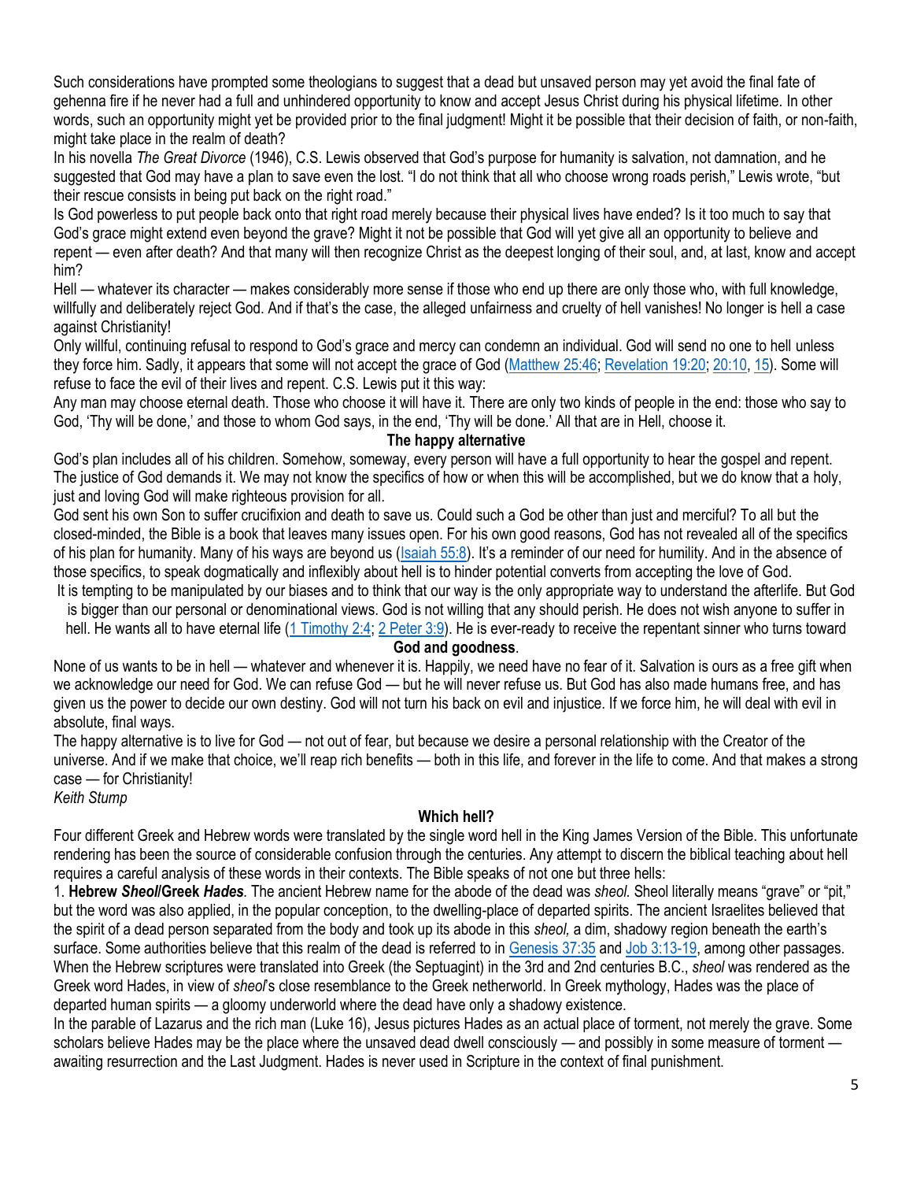Such considerations have prompted some theologians to suggest that a dead but unsaved person may yet avoid the final fate of gehenna fire if he never had a full and unhindered opportunity to know and accept Jesus Christ during his physical lifetime. In other words, such an opportunity might yet be provided prior to the final judgment! Might it be possible that their decision of faith, or non-faith, might take place in the realm of death?

In his novella *The Great Divorce* (1946), C.S. Lewis observed that God's purpose for humanity is salvation, not damnation, and he suggested that God may have a plan to save even the lost. "I do not think that all who choose wrong roads perish," Lewis wrote, "but their rescue consists in being put back on the right road."

Is God powerless to put people back onto that right road merely because their physical lives have ended? Is it too much to say that God's grace might extend even beyond the grave? Might it not be possible that God will yet give all an opportunity to believe and repent — even after death? And that many will then recognize Christ as the deepest longing of their soul, and, at last, know and accept him?

Hell — whatever its character — makes considerably more sense if those who end up there are only those who, with full knowledge, willfully and deliberately reject God. And if that's the case, the alleged unfairness and cruelty of hell vanishes! No longer is hell a case against Christianity!

Only willful, continuing refusal to respond to God's grace and mercy can condemn an individual. God will send no one to hell unless they force him. Sadly, it appears that some will not accept the grace of God (Matthew 25:46; Revelation 19:20; 20:10, 15). Some will refuse to face the evil of their lives and repent. C.S. Lewis put it this way:

Any man may choose eternal death. Those who choose it will have it. There are only two kinds of people in the end: those who say to God, 'Thy will be done,' and those to whom God says, in the end, 'Thy will be done.' All that are in Hell, choose it.

## The happy alternative

God's plan includes all of his children. Somehow, someway, every person will have a full opportunity to hear the gospel and repent. The justice of God demands it. We may not know the specifics of how or when this will be accomplished, but we do know that a holy, just and loving God will make righteous provision for all.

God sent his own Son to suffer crucifixion and death to save us. Could such a God be other than just and merciful? To all but the closed-minded, the Bible is a book that leaves many issues open. For his own good reasons, God has not revealed all of the specifics of his plan for humanity. Many of his ways are beyond us (Isaiah 55:8). It's a reminder of our need for humility. And in the absence of those specifics, to speak dogmatically and inflexibly about hell is to hinder potential converts from accepting the love of God.

It is tempting to be manipulated by our biases and to think that our way is the only appropriate way to understand the afterlife. But God is bigger than our personal or denominational views. God is not willing that any should perish. He does not wish anyone to suffer in hell. He wants all to have eternal life (1 Timothy 2:4; 2 Peter 3:9). He is ever-ready to receive the repentant sinner who turns toward **God and goodness**.

None of us wants to be in hell — whatever and whenever it is. Happily, we need have no fear of it. Salvation is ours as a free gift when we acknowledge our need for God. We can refuse God — but he will never refuse us. But God has also made humans free, and has given us the power to decide our own destiny. God will not turn his back on evil and injustice. If we force him, he will deal with evil in absolute, final ways.

The happy alternative is to live for God — not out of fear, but because we desire a personal relationship with the Creator of the universe. And if we make that choice, we'll reap rich benefits — both in this life, and forever in the life to come. And that makes a strong case — for Christianity!

*Keith Stump*

## Which hell?

Four different Greek and Hebrew words were translated by the single word hell in the King James Version of the Bible. This unfortunate rendering has been the source of considerable confusion through the centuries. Any attempt to discern the biblical teaching about hell requires a careful analysis of these words in their contexts. The Bible speaks of not one but three hells:

1. **Hebrew *Sheol*/Greek *Hades*.** The ancient Hebrew name for the abode of the dead was *sheol.* Sheol literally means "grave" or "pit," but the word was also applied, in the popular conception, to the dwelling-place of departed spirits. The ancient Israelites believed that the spirit of a dead person separated from the body and took up its abode in this *sheol,* a dim, shadowy region beneath the earth's surface. Some authorities believe that this realm of the dead is referred to in Genesis 37:35 and Job 3:13-19, among other passages. When the Hebrew scriptures were translated into Greek (the Septuagint) in the 3rd and 2nd centuries B.C., *sheol* was rendered as the Greek word Hades, in view of *sheol*'s close resemblance to the Greek netherworld. In Greek mythology, Hades was the place of departed human spirits — a gloomy underworld where the dead have only a shadowy existence.

In the parable of Lazarus and the rich man (Luke 16), Jesus pictures Hades as an actual place of torment, not merely the grave. Some scholars believe Hades may be the place where the unsaved dead dwell consciously — and possibly in some measure of torment — awaiting resurrection and the Last Judgment. Hades is never used in Scripture in the context of final punishment.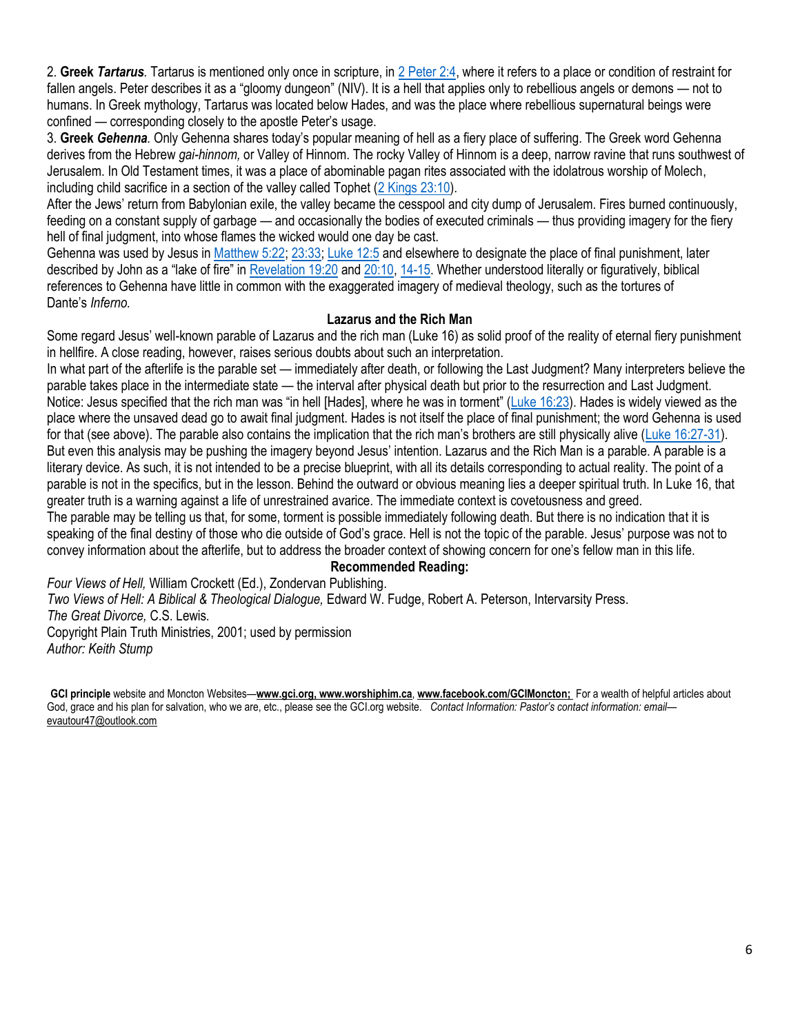2. **Greek *Tartarus*.** Tartarus is mentioned only once in scripture, in [2 Peter 2:4](), where it refers to a place or condition of restraint for fallen angels. Peter describes it as a "gloomy dungeon" (NIV). It is a hell that applies only to rebellious angels or demons — not to humans. In Greek mythology, Tartarus was located below Hades, and was the place where rebellious supernatural beings were confined — corresponding closely to the apostle Peter's usage.

3. **Greek *Gehenna*.** Only Gehenna shares today's popular meaning of hell as a fiery place of suffering. The Greek word Gehenna derives from the Hebrew *gai-hinnom,* or Valley of Hinnom. The rocky Valley of Hinnom is a deep, narrow ravine that runs southwest of Jerusalem. In Old Testament times, it was a place of abominable pagan rites associated with the idolatrous worship of Molech, including child sacrifice in a section of the valley called Tophet (2 Kings 23:10).

After the Jews' return from Babylonian exile, the valley became the cesspool and city dump of Jerusalem. Fires burned continuously, feeding on a constant supply of garbage — and occasionally the bodies of executed criminals — thus providing imagery for the fiery hell of final judgment, into whose flames the wicked would one day be cast.

Gehenna was used by Jesus in Matthew 5:22; 23:33; Luke 12:5 and elsewhere to designate the place of final punishment, later described by John as a "lake of fire" in Revelation 19:20 and 20:10, 14-15. Whether understood literally or figuratively, biblical references to Gehenna have little in common with the exaggerated imagery of medieval theology, such as the tortures of Dante's *Inferno.*

**Lazarus and the Rich Man**

Some regard Jesus' well-known parable of Lazarus and the rich man (Luke 16) as solid proof of the reality of eternal fiery punishment in hellfire. A close reading, however, raises serious doubts about such an interpretation.

In what part of the afterlife is the parable set — immediately after death, or following the Last Judgment? Many interpreters believe the parable takes place in the intermediate state — the interval after physical death but prior to the resurrection and Last Judgment. Notice: Jesus specified that the rich man was "in hell [Hades], where he was in torment" (Luke 16:23). Hades is widely viewed as the place where the unsaved dead go to await final judgment. Hades is not itself the place of final punishment; the word Gehenna is used for that (see above). The parable also contains the implication that the rich man's brothers are still physically alive (Luke 16:27-31).

But even this analysis may be pushing the imagery beyond Jesus' intention. Lazarus and the Rich Man is a parable. A parable is a literary device. As such, it is not intended to be a precise blueprint, with all its details corresponding to actual reality. The point of a parable is not in the specifics, but in the lesson. Behind the outward or obvious meaning lies a deeper spiritual truth. In Luke 16, that greater truth is a warning against a life of unrestrained avarice. The immediate context is covetousness and greed.

The parable may be telling us that, for some, torment is possible immediately following death. But there is no indication that it is speaking of the final destiny of those who die outside of God's grace. Hell is not the topic of the parable. Jesus' purpose was not to convey information about the afterlife, but to address the broader context of showing concern for one's fellow man in this life.

**Recommended Reading:**

*Four Views of Hell,* William Crockett (Ed.), Zondervan Publishing.
*Two Views of Hell: A Biblical & Theological Dialogue,* Edward W. Fudge, Robert A. Peterson, Intervarsity Press.
*The Great Divorce,* C.S. Lewis.
Copyright Plain Truth Ministries, 2001; used by permission
*Author: Keith Stump*

**GCI principle** website and Moncton Websites—**www.gci.org, www.worshiphim.ca**, **www.facebook.com/GCIMoncton;** For a wealth of helpful articles about God, grace and his plan for salvation, who we are, etc., please see the GCI.org website. *Contact Information: Pastor's contact information: email—* evautour47@outlook.com